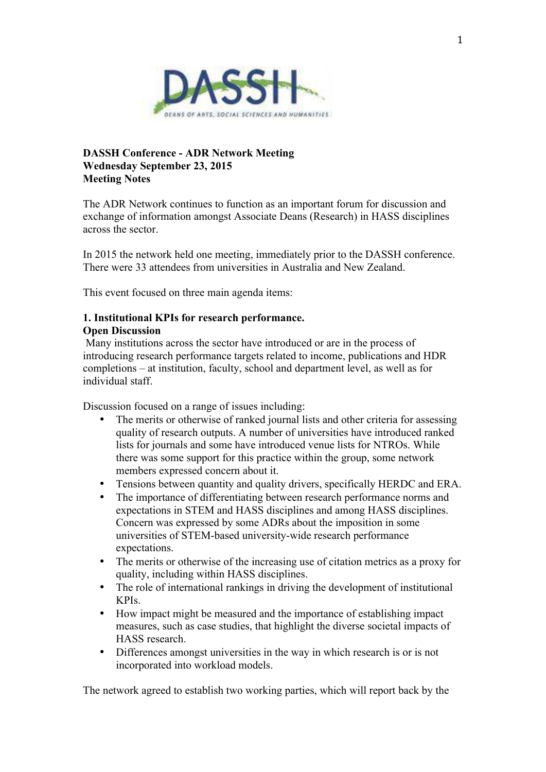**DASSH Conference - ADR Network Meeting**
**Wednesday September 23, 2015**
**Meeting Notes**

The ADR Network continues to function as an important forum for discussion and exchange of information amongst Associate Deans (Research) in HASS disciplines across the sector.

In 2015 the network held one meeting, immediately prior to the DASSH conference. There were 33 attendees from universities in Australia and New Zealand.

This event focused on three main agenda items:

**1. Institutional KPIs for research performance.**
**Open Discussion**

Many institutions across the sector have introduced or are in the process of introducing research performance targets related to income, publications and HDR completions – at institution, faculty, school and department level, as well as for individual staff.

Discussion focused on a range of issues including:

- The merits or otherwise of ranked journal lists and other criteria for assessing quality of research outputs. A number of universities have introduced ranked lists for journals and some have introduced venue lists for NTROs. While there was some support for this practice within the group, some network members expressed concern about it.
- Tensions between quantity and quality drivers, specifically HERDC and ERA.
- The importance of differentiating between research performance norms and expectations in STEM and HASS disciplines and among HASS disciplines. Concern was expressed by some ADRs about the imposition in some universities of STEM-based university-wide research performance expectations.
- The merits or otherwise of the increasing use of citation metrics as a proxy for quality, including within HASS disciplines.
- The role of international rankings in driving the development of institutional KPIs.
- How impact might be measured and the importance of establishing impact measures, such as case studies, that highlight the diverse societal impacts of HASS research.
- Differences amongst universities in the way in which research is or is not incorporated into workload models.

The network agreed to establish two working parties, which will report back by the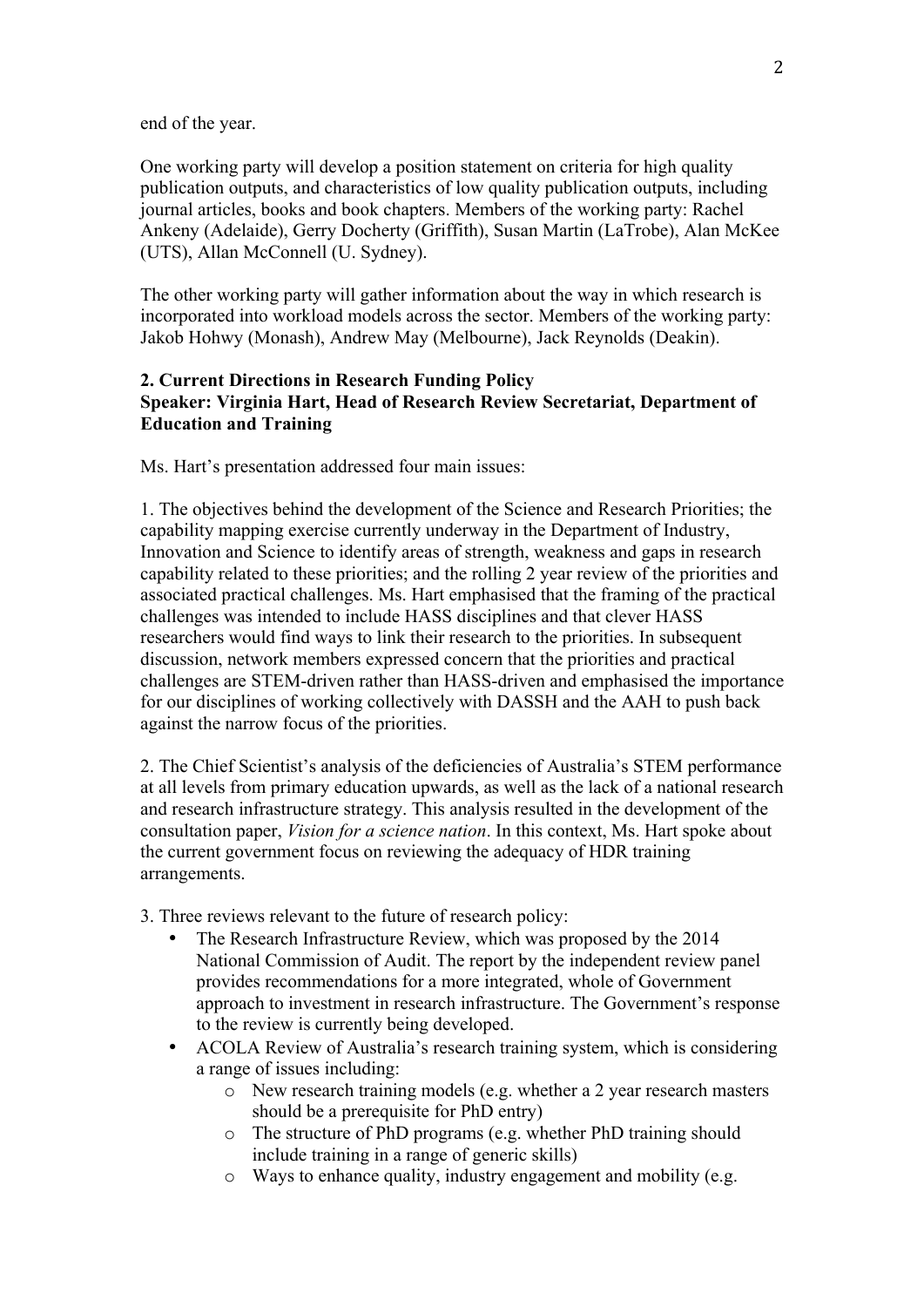end of the year.

One working party will develop a position statement on criteria for high quality publication outputs, and characteristics of low quality publication outputs, including journal articles, books and book chapters. Members of the working party: Rachel Ankeny (Adelaide), Gerry Docherty (Griffith), Susan Martin (LaTrobe), Alan McKee (UTS), Allan McConnell (U. Sydney).

The other working party will gather information about the way in which research is incorporated into workload models across the sector. Members of the working party: Jakob Hohwy (Monash), Andrew May (Melbourne), Jack Reynolds (Deakin).

**2. Current Directions in Research Funding Policy**
**Speaker: Virginia Hart, Head of Research Review Secretariat, Department of Education and Training**

Ms. Hart's presentation addressed four main issues:

1. The objectives behind the development of the Science and Research Priorities; the capability mapping exercise currently underway in the Department of Industry, Innovation and Science to identify areas of strength, weakness and gaps in research capability related to these priorities; and the rolling 2 year review of the priorities and associated practical challenges. Ms. Hart emphasised that the framing of the practical challenges was intended to include HASS disciplines and that clever HASS researchers would find ways to link their research to the priorities. In subsequent discussion, network members expressed concern that the priorities and practical challenges are STEM-driven rather than HASS-driven and emphasised the importance for our disciplines of working collectively with DASSH and the AAH to push back against the narrow focus of the priorities.

2. The Chief Scientist's analysis of the deficiencies of Australia's STEM performance at all levels from primary education upwards, as well as the lack of a national research and research infrastructure strategy. This analysis resulted in the development of the consultation paper, *Vision for a science nation*. In this context, Ms. Hart spoke about the current government focus on reviewing the adequacy of HDR training arrangements.

3. Three reviews relevant to the future of research policy:

- The Research Infrastructure Review, which was proposed by the 2014 National Commission of Audit. The report by the independent review panel provides recommendations for a more integrated, whole of Government approach to investment in research infrastructure. The Government's response to the review is currently being developed.
- ACOLA Review of Australia's research training system, which is considering a range of issues including:
  - New research training models (e.g. whether a 2 year research masters should be a prerequisite for PhD entry)
  - The structure of PhD programs (e.g. whether PhD training should include training in a range of generic skills)
  - Ways to enhance quality, industry engagement and mobility (e.g.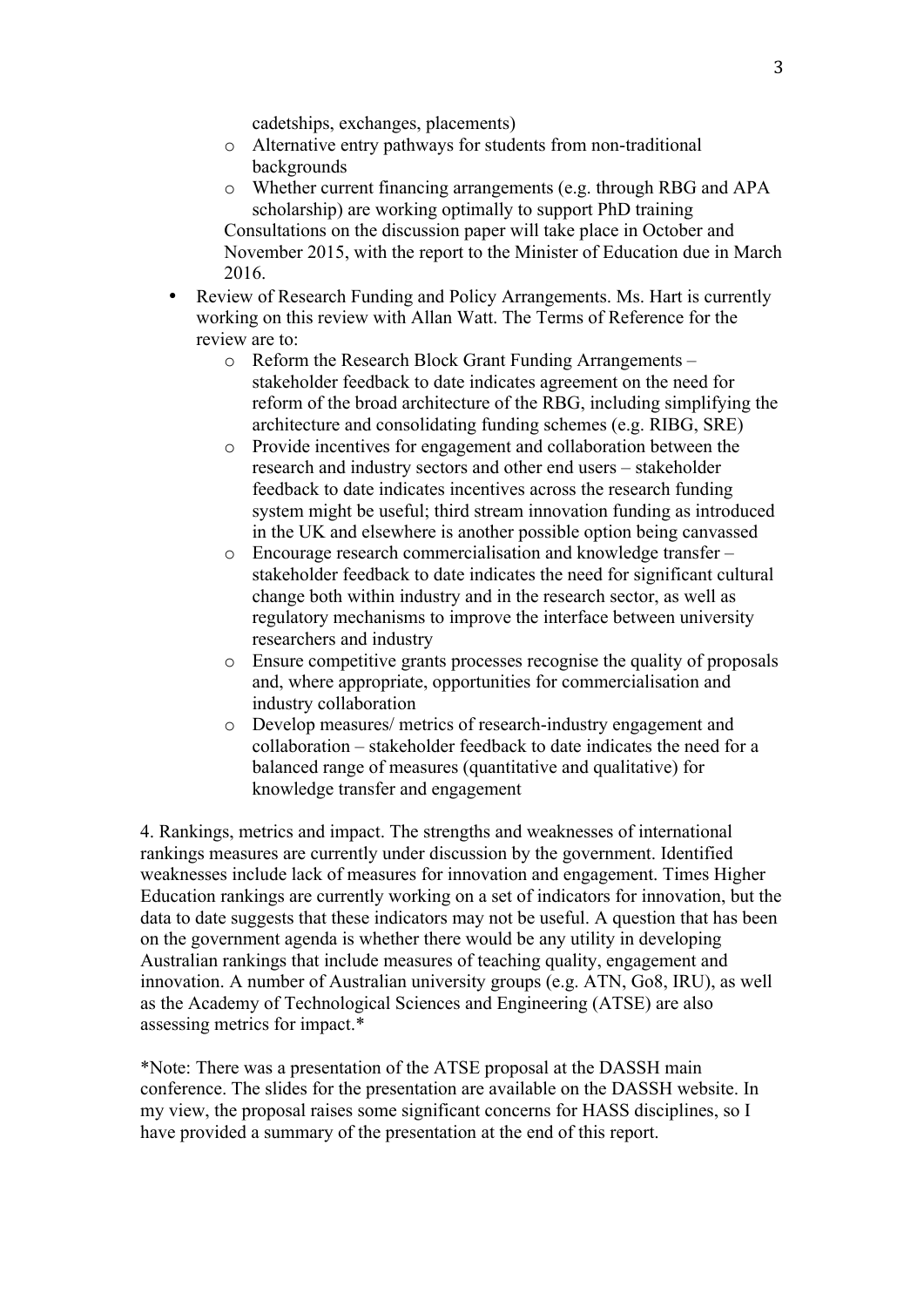cadetships, exchanges, placements)
    - Alternative entry pathways for students from non-traditional backgrounds
    - Whether current financing arrangements (e.g. through RBG and APA scholarship) are working optimally to support PhD training

  Consultations on the discussion paper will take place in October and November 2015, with the report to the Minister of Education due in March 2016.

- Review of Research Funding and Policy Arrangements. Ms. Hart is currently working on this review with Allan Watt. The Terms of Reference for the review are to:
    - Reform the Research Block Grant Funding Arrangements – stakeholder feedback to date indicates agreement on the need for reform of the broad architecture of the RBG, including simplifying the architecture and consolidating funding schemes (e.g. RIBG, SRE)
    - Provide incentives for engagement and collaboration between the research and industry sectors and other end users – stakeholder feedback to date indicates incentives across the research funding system might be useful; third stream innovation funding as introduced in the UK and elsewhere is another possible option being canvassed
    - Encourage research commercialisation and knowledge transfer – stakeholder feedback to date indicates the need for significant cultural change both within industry and in the research sector, as well as regulatory mechanisms to improve the interface between university researchers and industry
    - Ensure competitive grants processes recognise the quality of proposals and, where appropriate, opportunities for commercialisation and industry collaboration
    - Develop measures/ metrics of research-industry engagement and collaboration – stakeholder feedback to date indicates the need for a balanced range of measures (quantitative and qualitative) for knowledge transfer and engagement

4. Rankings, metrics and impact. The strengths and weaknesses of international rankings measures are currently under discussion by the government. Identified weaknesses include lack of measures for innovation and engagement. Times Higher Education rankings are currently working on a set of indicators for innovation, but the data to date suggests that these indicators may not be useful. A question that has been on the government agenda is whether there would be any utility in developing Australian rankings that include measures of teaching quality, engagement and innovation. A number of Australian university groups (e.g. ATN, Go8, IRU), as well as the Academy of Technological Sciences and Engineering (ATSE) are also assessing metrics for impact.*

*Note: There was a presentation of the ATSE proposal at the DASSH main conference. The slides for the presentation are available on the DASSH website. In my view, the proposal raises some significant concerns for HASS disciplines, so I have provided a summary of the presentation at the end of this report.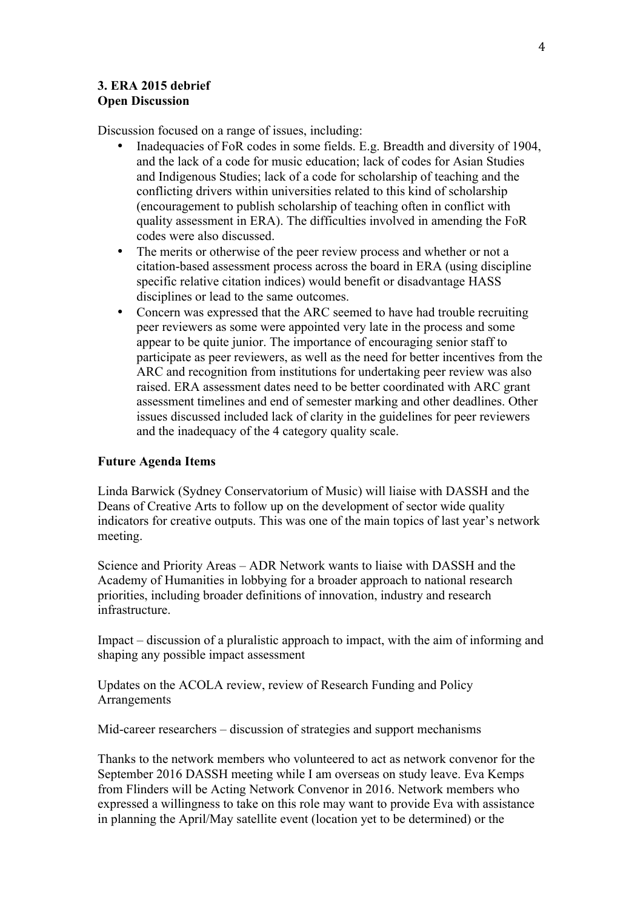**3. ERA 2015 debrief**
**Open Discussion**

Discussion focused on a range of issues, including:

- Inadequacies of FoR codes in some fields. E.g. Breadth and diversity of 1904, and the lack of a code for music education; lack of codes for Asian Studies and Indigenous Studies; lack of a code for scholarship of teaching and the conflicting drivers within universities related to this kind of scholarship (encouragement to publish scholarship of teaching often in conflict with quality assessment in ERA). The difficulties involved in amending the FoR codes were also discussed.
- The merits or otherwise of the peer review process and whether or not a citation-based assessment process across the board in ERA (using discipline specific relative citation indices) would benefit or disadvantage HASS disciplines or lead to the same outcomes.
- Concern was expressed that the ARC seemed to have had trouble recruiting peer reviewers as some were appointed very late in the process and some appear to be quite junior. The importance of encouraging senior staff to participate as peer reviewers, as well as the need for better incentives from the ARC and recognition from institutions for undertaking peer review was also raised. ERA assessment dates need to be better coordinated with ARC grant assessment timelines and end of semester marking and other deadlines. Other issues discussed included lack of clarity in the guidelines for peer reviewers and the inadequacy of the 4 category quality scale.

**Future Agenda Items**

Linda Barwick (Sydney Conservatorium of Music) will liaise with DASSH and the Deans of Creative Arts to follow up on the development of sector wide quality indicators for creative outputs. This was one of the main topics of last year's network meeting.

Science and Priority Areas – ADR Network wants to liaise with DASSH and the Academy of Humanities in lobbying for a broader approach to national research priorities, including broader definitions of innovation, industry and research infrastructure.

Impact – discussion of a pluralistic approach to impact, with the aim of informing and shaping any possible impact assessment

Updates on the ACOLA review, review of Research Funding and Policy Arrangements

Mid-career researchers – discussion of strategies and support mechanisms

Thanks to the network members who volunteered to act as network convenor for the September 2016 DASSH meeting while I am overseas on study leave. Eva Kemps from Flinders will be Acting Network Convenor in 2016. Network members who expressed a willingness to take on this role may want to provide Eva with assistance in planning the April/May satellite event (location yet to be determined) or the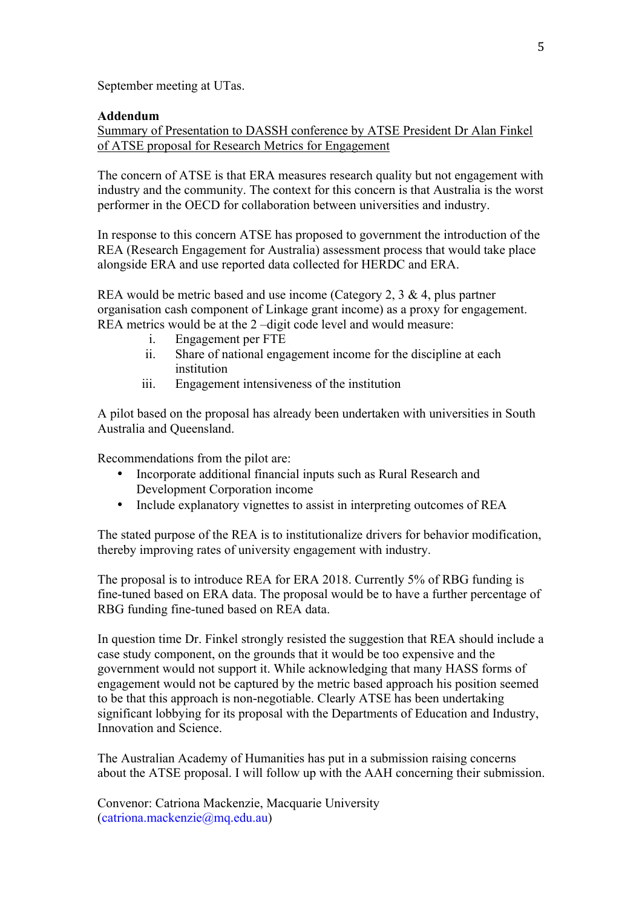September meeting at UTas.

**Addendum**

Summary of Presentation to DASSH conference by ATSE President Dr Alan Finkel of ATSE proposal for Research Metrics for Engagement

The concern of ATSE is that ERA measures research quality but not engagement with industry and the community. The context for this concern is that Australia is the worst performer in the OECD for collaboration between universities and industry.

In response to this concern ATSE has proposed to government the introduction of the REA (Research Engagement for Australia) assessment process that would take place alongside ERA and use reported data collected for HERDC and ERA.

REA would be metric based and use income (Category 2, 3 & 4, plus partner organisation cash component of Linkage grant income) as a proxy for engagement. REA metrics would be at the 2 –digit code level and would measure:

i. Engagement per FTE
ii. Share of national engagement income for the discipline at each institution
iii. Engagement intensiveness of the institution

A pilot based on the proposal has already been undertaken with universities in South Australia and Queensland.

Recommendations from the pilot are:

- Incorporate additional financial inputs such as Rural Research and Development Corporation income
- Include explanatory vignettes to assist in interpreting outcomes of REA

The stated purpose of the REA is to institutionalize drivers for behavior modification, thereby improving rates of university engagement with industry.

The proposal is to introduce REA for ERA 2018. Currently 5% of RBG funding is fine-tuned based on ERA data. The proposal would be to have a further percentage of RBG funding fine-tuned based on REA data.

In question time Dr. Finkel strongly resisted the suggestion that REA should include a case study component, on the grounds that it would be too expensive and the government would not support it. While acknowledging that many HASS forms of engagement would not be captured by the metric based approach his position seemed to be that this approach is non-negotiable. Clearly ATSE has been undertaking significant lobbying for its proposal with the Departments of Education and Industry, Innovation and Science.

The Australian Academy of Humanities has put in a submission raising concerns about the ATSE proposal. I will follow up with the AAH concerning their submission.

Convenor: Catriona Mackenzie, Macquarie University
(catriona.mackenzie@mq.edu.au)